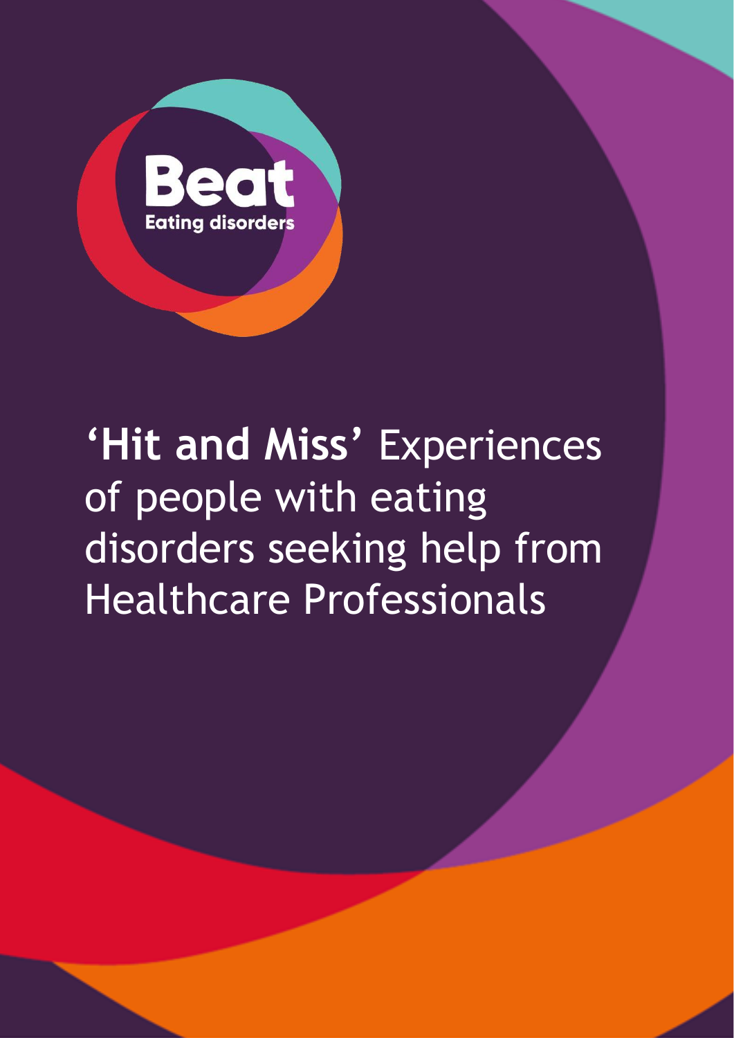Beat

Eating disorders

# **'Hit and Miss'** Experiences of people with eating disorders seeking help from Healthcare Professionals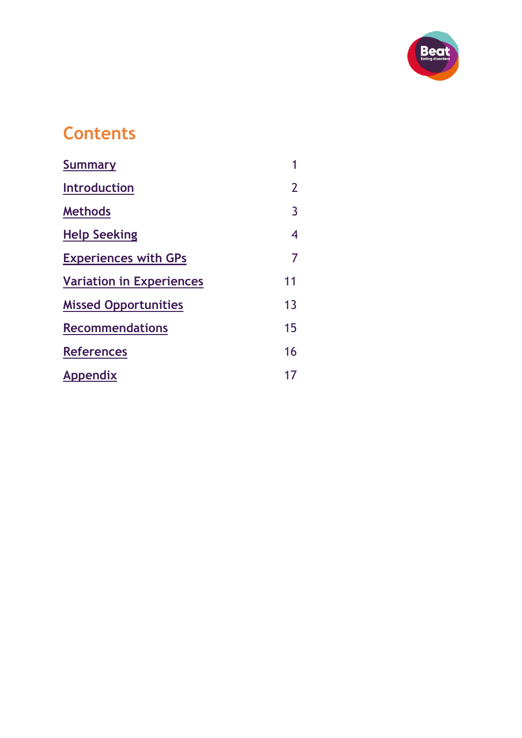## Contents

| | |
|---|---|
| Summary | 1 |
| Introduction | 2 |
| Methods | 3 |
| Help Seeking | 4 |
| Experiences with GPs | 7 |
| Variation in Experiences | 11 |
| Missed Opportunities | 13 |
| Recommendations | 15 |
| References | 16 |
| Appendix | 17 |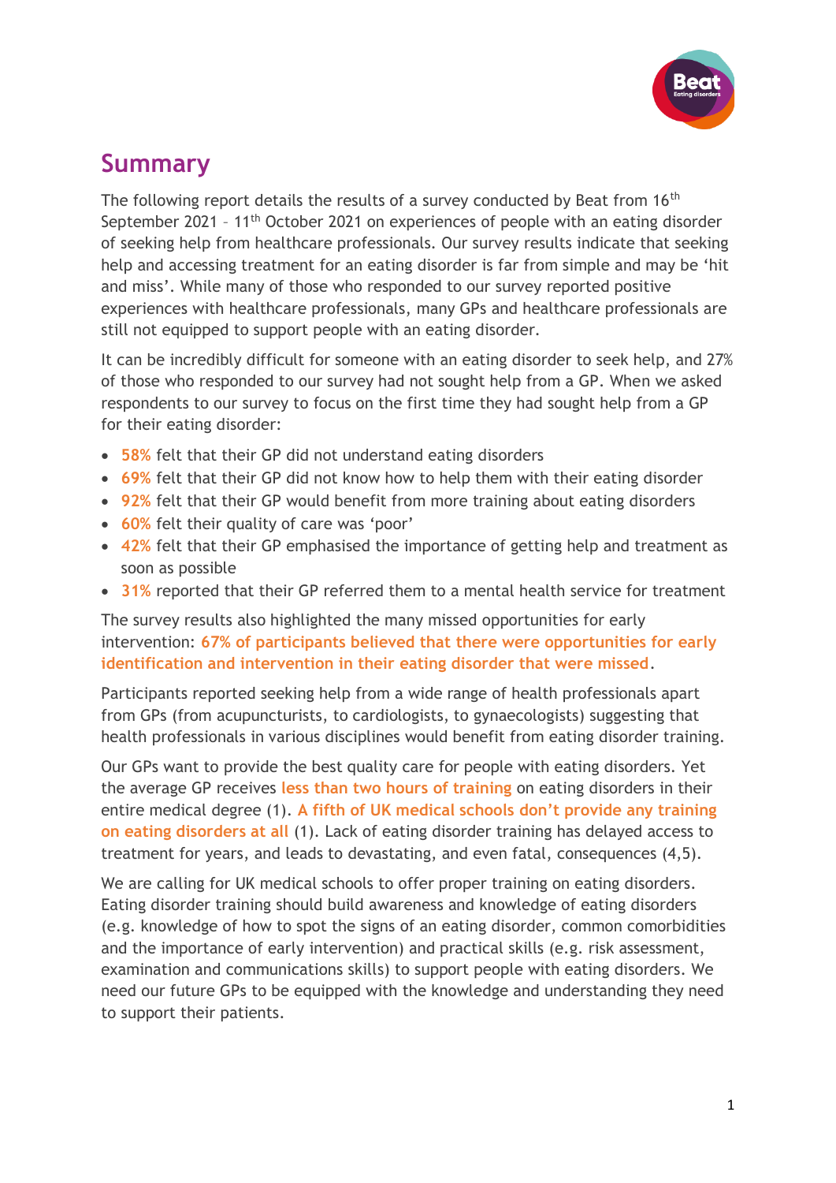## Summary

The following report details the results of a survey conducted by Beat from 16th September 2021 – 11th October 2021 on experiences of people with an eating disorder of seeking help from healthcare professionals. Our survey results indicate that seeking help and accessing treatment for an eating disorder is far from simple and may be 'hit and miss'. While many of those who responded to our survey reported positive experiences with healthcare professionals, many GPs and healthcare professionals are still not equipped to support people with an eating disorder.

It can be incredibly difficult for someone with an eating disorder to seek help, and 27% of those who responded to our survey had not sought help from a GP. When we asked respondents to our survey to focus on the first time they had sought help from a GP for their eating disorder:

- **58%** felt that their GP did not understand eating disorders
- **69%** felt that their GP did not know how to help them with their eating disorder
- **92%** felt that their GP would benefit from more training about eating disorders
- **60%** felt their quality of care was 'poor'
- **42%** felt that their GP emphasised the importance of getting help and treatment as soon as possible
- **31%** reported that their GP referred them to a mental health service for treatment

The survey results also highlighted the many missed opportunities for early intervention: **67% of participants believed that there were opportunities for early identification and intervention in their eating disorder that were missed**.

Participants reported seeking help from a wide range of health professionals apart from GPs (from acupuncturists, to cardiologists, to gynaecologists) suggesting that health professionals in various disciplines would benefit from eating disorder training.

Our GPs want to provide the best quality care for people with eating disorders. Yet the average GP receives **less than two hours of training** on eating disorders in their entire medical degree (1). **A fifth of UK medical schools don't provide any training on eating disorders at all** (1). Lack of eating disorder training has delayed access to treatment for years, and leads to devastating, and even fatal, consequences (4,5).

We are calling for UK medical schools to offer proper training on eating disorders. Eating disorder training should build awareness and knowledge of eating disorders (e.g. knowledge of how to spot the signs of an eating disorder, common comorbidities and the importance of early intervention) and practical skills (e.g. risk assessment, examination and communications skills) to support people with eating disorders. We need our future GPs to be equipped with the knowledge and understanding they need to support their patients.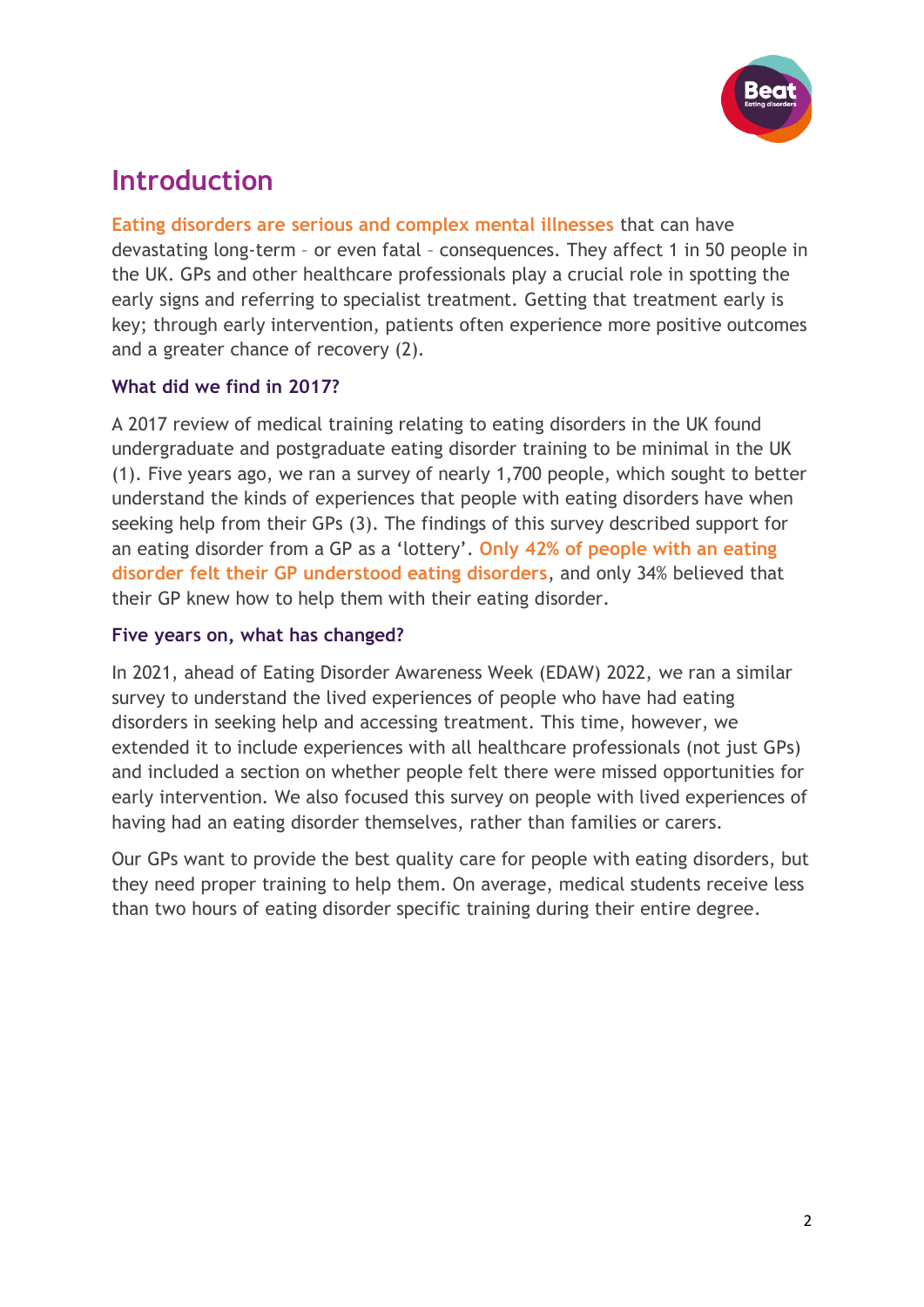# Introduction

Eating disorders are serious and complex mental illnesses that can have devastating long-term – or even fatal – consequences. They affect 1 in 50 people in the UK. GPs and other healthcare professionals play a crucial role in spotting the early signs and referring to specialist treatment. Getting that treatment early is key; through early intervention, patients often experience more positive outcomes and a greater chance of recovery (2).

### What did we find in 2017?

A 2017 review of medical training relating to eating disorders in the UK found undergraduate and postgraduate eating disorder training to be minimal in the UK (1). Five years ago, we ran a survey of nearly 1,700 people, which sought to better understand the kinds of experiences that people with eating disorders have when seeking help from their GPs (3). The findings of this survey described support for an eating disorder from a GP as a 'lottery'. Only 42% of people with an eating disorder felt their GP understood eating disorders, and only 34% believed that their GP knew how to help them with their eating disorder.

### Five years on, what has changed?

In 2021, ahead of Eating Disorder Awareness Week (EDAW) 2022, we ran a similar survey to understand the lived experiences of people who have had eating disorders in seeking help and accessing treatment. This time, however, we extended it to include experiences with all healthcare professionals (not just GPs) and included a section on whether people felt there were missed opportunities for early intervention. We also focused this survey on people with lived experiences of having had an eating disorder themselves, rather than families or carers.

Our GPs want to provide the best quality care for people with eating disorders, but they need proper training to help them. On average, medical students receive less than two hours of eating disorder specific training during their entire degree.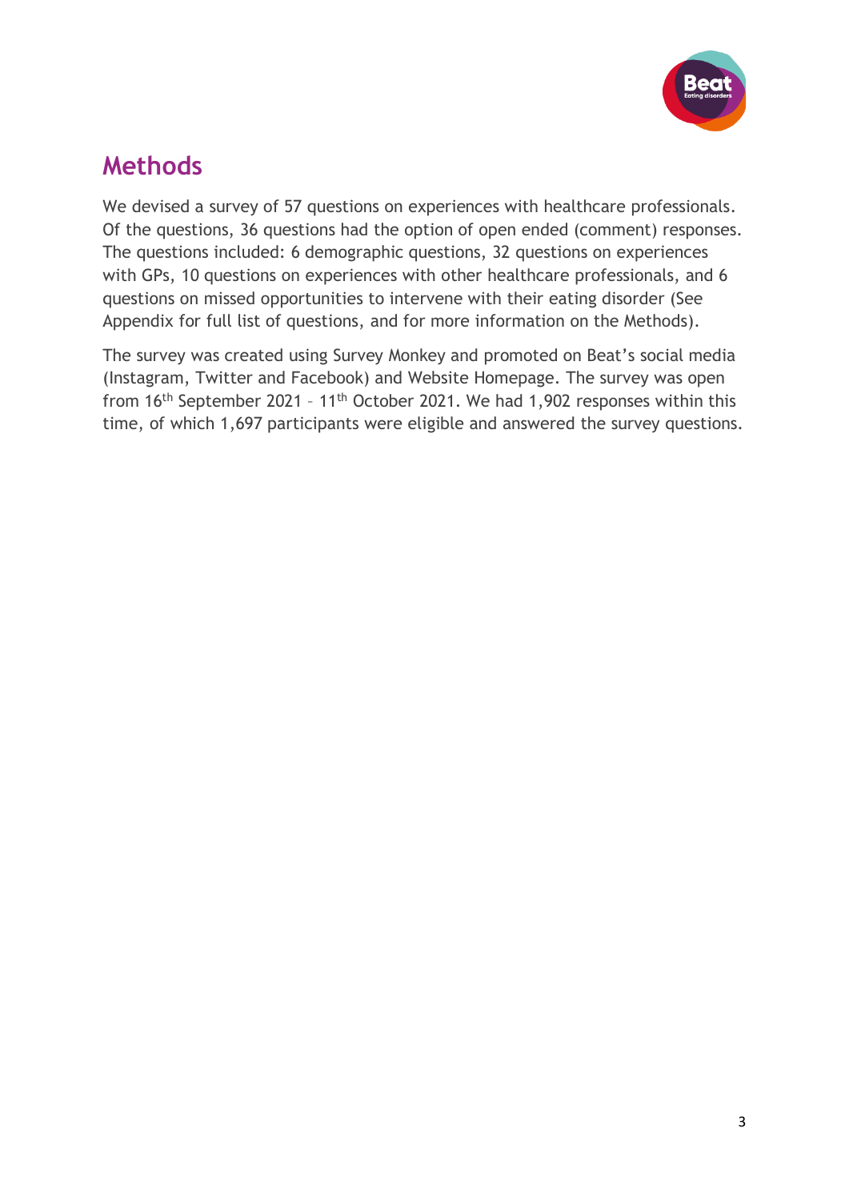# Methods

We devised a survey of 57 questions on experiences with healthcare professionals. Of the questions, 36 questions had the option of open ended (comment) responses. The questions included: 6 demographic questions, 32 questions on experiences with GPs, 10 questions on experiences with other healthcare professionals, and 6 questions on missed opportunities to intervene with their eating disorder (See Appendix for full list of questions, and for more information on the Methods).

The survey was created using Survey Monkey and promoted on Beat's social media (Instagram, Twitter and Facebook) and Website Homepage. The survey was open from 16th September 2021 – 11th October 2021. We had 1,902 responses within this time, of which 1,697 participants were eligible and answered the survey questions.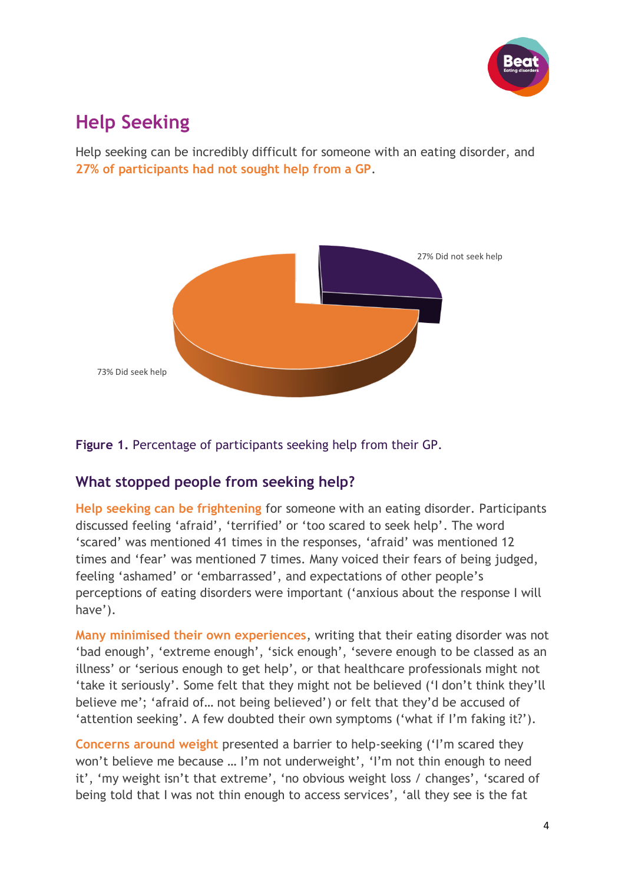## Help Seeking

Help seeking can be incredibly difficult for someone with an eating disorder, and **27% of participants had not sought help from a GP**.

27% Did not seek help

73% Did seek help

**Figure 1.** Percentage of participants seeking help from their GP.

### What stopped people from seeking help?

**Help seeking can be frightening** for someone with an eating disorder. Participants discussed feeling 'afraid', 'terrified' or 'too scared to seek help'. The word 'scared' was mentioned 41 times in the responses, 'afraid' was mentioned 12 times and 'fear' was mentioned 7 times. Many voiced their fears of being judged, feeling 'ashamed' or 'embarrassed', and expectations of other people's perceptions of eating disorders were important ('anxious about the response I will have').

**Many minimised their own experiences**, writing that their eating disorder was not 'bad enough', 'extreme enough', 'sick enough', 'severe enough to be classed as an illness' or 'serious enough to get help', or that healthcare professionals might not 'take it seriously'. Some felt that they might not be believed ('I don't think they'll believe me'; 'afraid of… not being believed') or felt that they'd be accused of 'attention seeking'. A few doubted their own symptoms ('what if I'm faking it?').

**Concerns around weight** presented a barrier to help-seeking ('I'm scared they won't believe me because … I'm not underweight', 'I'm not thin enough to need it', 'my weight isn't that extreme', 'no obvious weight loss / changes', 'scared of being told that I was not thin enough to access services', 'all they see is the fat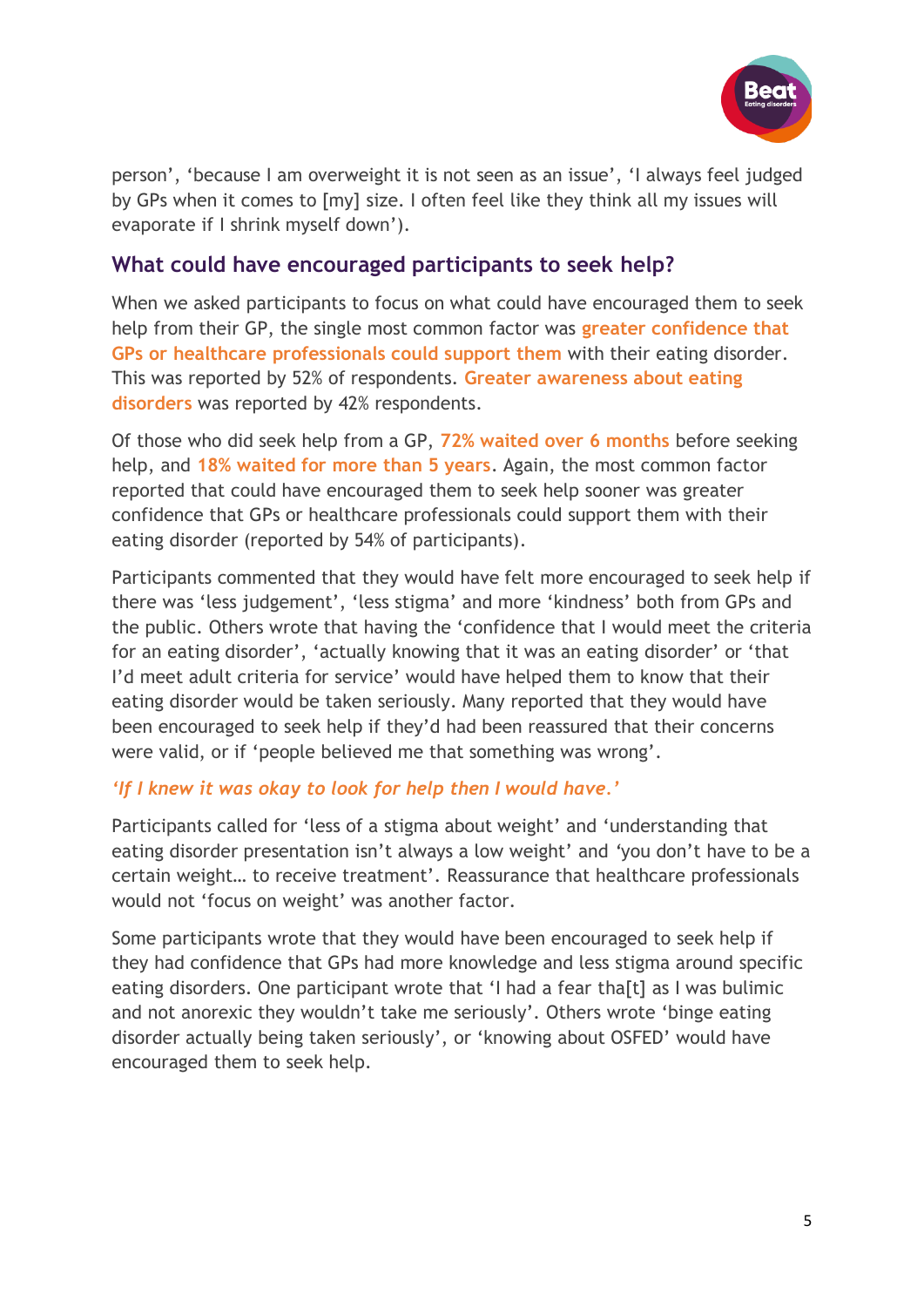person', 'because I am overweight it is not seen as an issue', 'I always feel judged by GPs when it comes to [my] size. I often feel like they think all my issues will evaporate if I shrink myself down').

## What could have encouraged participants to seek help?

When we asked participants to focus on what could have encouraged them to seek help from their GP, the single most common factor was **greater confidence that GPs or healthcare professionals could support them** with their eating disorder. This was reported by 52% of respondents. **Greater awareness about eating disorders** was reported by 42% respondents.

Of those who did seek help from a GP, **72% waited over 6 months** before seeking help, and **18% waited for more than 5 years**. Again, the most common factor reported that could have encouraged them to seek help sooner was greater confidence that GPs or healthcare professionals could support them with their eating disorder (reported by 54% of participants).

Participants commented that they would have felt more encouraged to seek help if there was 'less judgement', 'less stigma' and more 'kindness' both from GPs and the public. Others wrote that having the 'confidence that I would meet the criteria for an eating disorder', 'actually knowing that it was an eating disorder' or 'that I'd meet adult criteria for service' would have helped them to know that their eating disorder would be taken seriously. Many reported that they would have been encouraged to seek help if they'd had been reassured that their concerns were valid, or if 'people believed me that something was wrong'.

***'If I knew it was okay to look for help then I would have.'***

Participants called for 'less of a stigma about weight' and 'understanding that eating disorder presentation isn't always a low weight' and 'you don't have to be a certain weight… to receive treatment'. Reassurance that healthcare professionals would not 'focus on weight' was another factor.

Some participants wrote that they would have been encouraged to seek help if they had confidence that GPs had more knowledge and less stigma around specific eating disorders. One participant wrote that 'I had a fear tha[t] as I was bulimic and not anorexic they wouldn't take me seriously'. Others wrote 'binge eating disorder actually being taken seriously', or 'knowing about OSFED' would have encouraged them to seek help.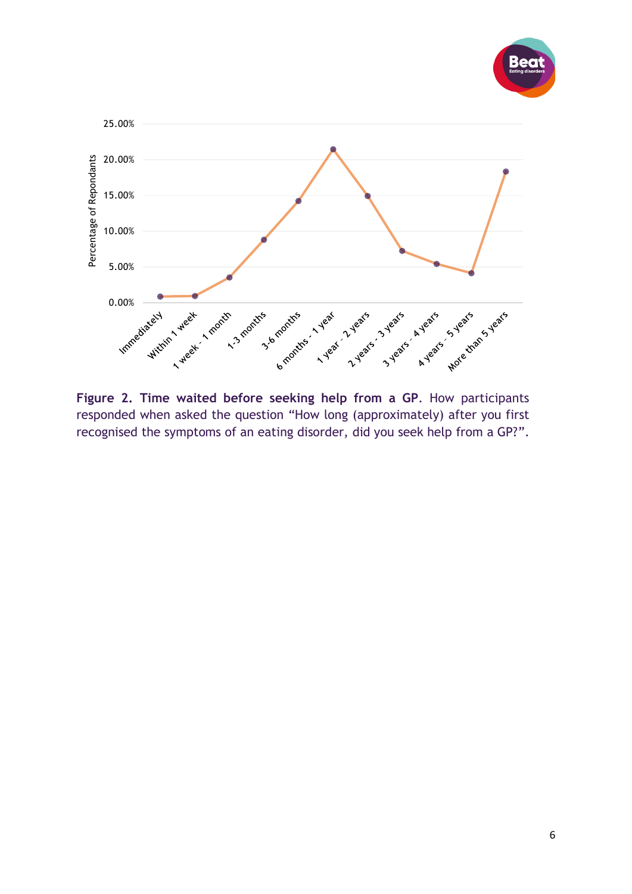**Figure 2. Time waited before seeking help from a GP**. How participants responded when asked the question "How long (approximately) after you first recognised the symptoms of an eating disorder, did you seek help from a GP?".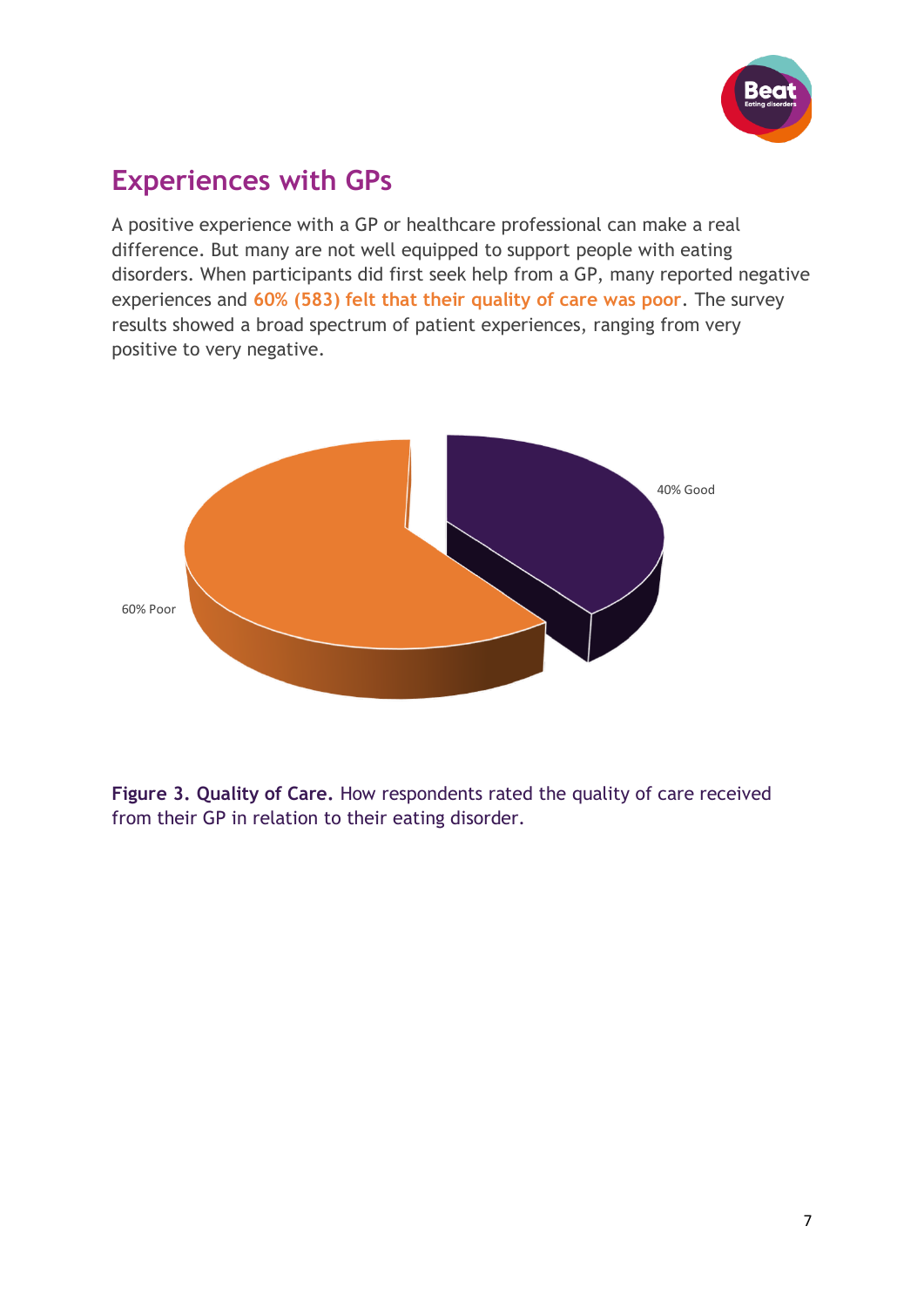## Experiences with GPs

A positive experience with a GP or healthcare professional can make a real difference. But many are not well equipped to support people with eating disorders. When participants did first seek help from a GP, many reported negative experiences and **60% (583) felt that their quality of care was poor**. The survey results showed a broad spectrum of patient experiences, ranging from very positive to very negative.

40% Good

60% Poor

**Figure 3. Quality of Care.** How respondents rated the quality of care received from their GP in relation to their eating disorder.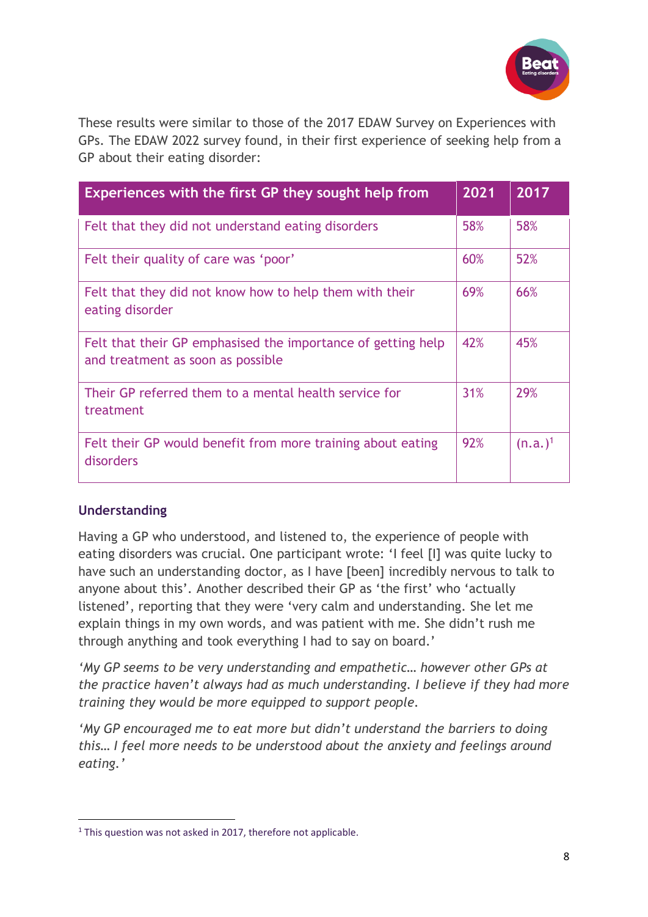These results were similar to those of the 2017 EDAW Survey on Experiences with GPs. The EDAW 2022 survey found, in their first experience of seeking help from a GP about their eating disorder:

| Experiences with the first GP they sought help from | 2021 | 2017 |
|---|---|---|
| Felt that they did not understand eating disorders | 58% | 58% |
| Felt their quality of care was 'poor' | 60% | 52% |
| Felt that they did not know how to help them with their eating disorder | 69% | 66% |
| Felt that their GP emphasised the importance of getting help and treatment as soon as possible | 42% | 45% |
| Their GP referred them to a mental health service for treatment | 31% | 29% |
| Felt their GP would benefit from more training about eating disorders | 92% | (n.a.)[1] |

### Understanding

Having a GP who understood, and listened to, the experience of people with eating disorders was crucial. One participant wrote: 'I feel [I] was quite lucky to have such an understanding doctor, as I have [been] incredibly nervous to talk to anyone about this'. Another described their GP as 'the first' who 'actually listened', reporting that they were 'very calm and understanding. She let me explain things in my own words, and was patient with me. She didn't rush me through anything and took everything I had to say on board.'

*'My GP seems to be very understanding and empathetic… however other GPs at the practice haven't always had as much understanding. I believe if they had more training they would be more equipped to support people.*

*'My GP encouraged me to eat more but didn't understand the barriers to doing this… I feel more needs to be understood about the anxiety and feelings around eating.'*

[1] This question was not asked in 2017, therefore not applicable.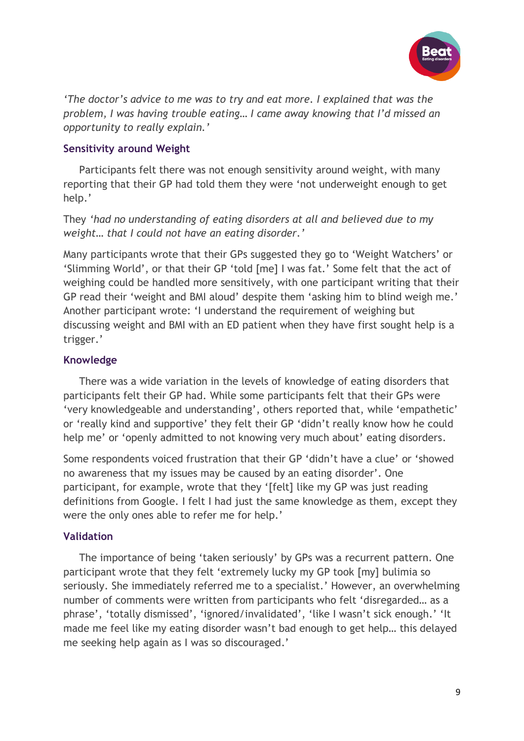*'The doctor's advice to me was to try and eat more. I explained that was the problem, I was having trouble eating… I came away knowing that I'd missed an opportunity to really explain.'*

### Sensitivity around Weight

Participants felt there was not enough sensitivity around weight, with many reporting that their GP had told them they were 'not underweight enough to get help.'

They *'had no understanding of eating disorders at all and believed due to my weight… that I could not have an eating disorder.'*

Many participants wrote that their GPs suggested they go to 'Weight Watchers' or 'Slimming World', or that their GP 'told [me] I was fat.' Some felt that the act of weighing could be handled more sensitively, with one participant writing that their GP read their 'weight and BMI aloud' despite them 'asking him to blind weigh me.' Another participant wrote: 'I understand the requirement of weighing but discussing weight and BMI with an ED patient when they have first sought help is a trigger.'

### Knowledge

There was a wide variation in the levels of knowledge of eating disorders that participants felt their GP had. While some participants felt that their GPs were 'very knowledgeable and understanding', others reported that, while 'empathetic' or 'really kind and supportive' they felt their GP 'didn't really know how he could help me' or 'openly admitted to not knowing very much about' eating disorders.

Some respondents voiced frustration that their GP 'didn't have a clue' or 'showed no awareness that my issues may be caused by an eating disorder'. One participant, for example, wrote that they '[felt] like my GP was just reading definitions from Google. I felt I had just the same knowledge as them, except they were the only ones able to refer me for help.'

### Validation

The importance of being 'taken seriously' by GPs was a recurrent pattern. One participant wrote that they felt 'extremely lucky my GP took [my] bulimia so seriously. She immediately referred me to a specialist.' However, an overwhelming number of comments were written from participants who felt 'disregarded… as a phrase', 'totally dismissed', 'ignored/invalidated', 'like I wasn't sick enough.' 'It made me feel like my eating disorder wasn't bad enough to get help… this delayed me seeking help again as I was so discouraged.'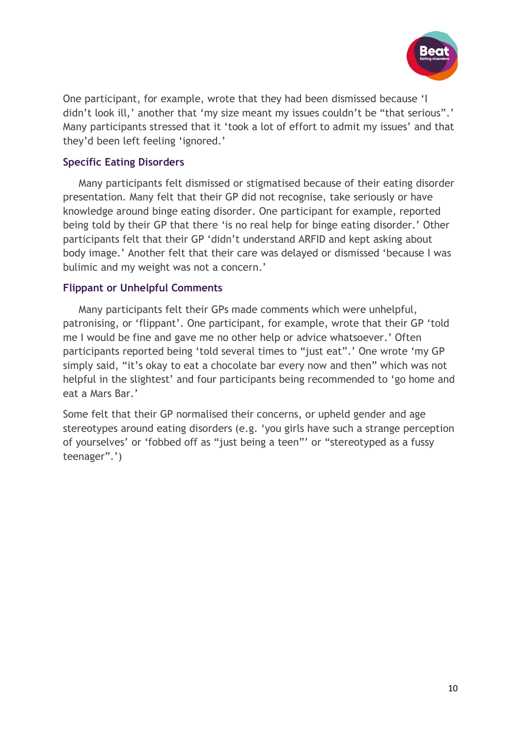One participant, for example, wrote that they had been dismissed because 'I didn't look ill,' another that 'my size meant my issues couldn't be "that serious".' Many participants stressed that it 'took a lot of effort to admit my issues' and that they'd been left feeling 'ignored.'

### Specific Eating Disorders

Many participants felt dismissed or stigmatised because of their eating disorder presentation. Many felt that their GP did not recognise, take seriously or have knowledge around binge eating disorder. One participant for example, reported being told by their GP that there 'is no real help for binge eating disorder.' Other participants felt that their GP 'didn't understand ARFID and kept asking about body image.' Another felt that their care was delayed or dismissed 'because I was bulimic and my weight was not a concern.'

### Flippant or Unhelpful Comments

Many participants felt their GPs made comments which were unhelpful, patronising, or 'flippant'. One participant, for example, wrote that their GP 'told me I would be fine and gave me no other help or advice whatsoever.' Often participants reported being 'told several times to "just eat".' One wrote 'my GP simply said, "it's okay to eat a chocolate bar every now and then" which was not helpful in the slightest' and four participants being recommended to 'go home and eat a Mars Bar.'

Some felt that their GP normalised their concerns, or upheld gender and age stereotypes around eating disorders (e.g. 'you girls have such a strange perception of yourselves' or 'fobbed off as "just being a teen"' or "stereotyped as a fussy teenager".')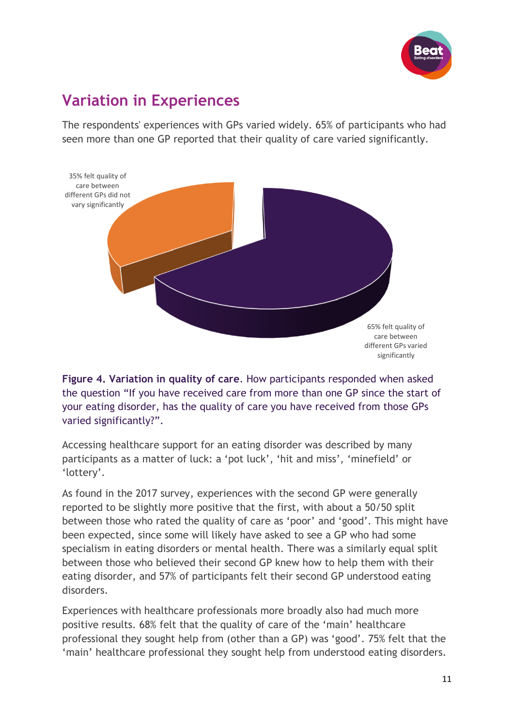## Variation in Experiences

The respondents' experiences with GPs varied widely. 65% of participants who had seen more than one GP reported that their quality of care varied significantly.

35% felt quality of care between different GPs did not vary significantly

65% felt quality of care between different GPs varied significantly

**Figure 4. Variation in quality of care**. How participants responded when asked the question "If you have received care from more than one GP since the start of your eating disorder, has the quality of care you have received from those GPs varied significantly?".

Accessing healthcare support for an eating disorder was described by many participants as a matter of luck: a 'pot luck', 'hit and miss', 'minefield' or 'lottery'.

As found in the 2017 survey, experiences with the second GP were generally reported to be slightly more positive that the first, with about a 50/50 split between those who rated the quality of care as 'poor' and 'good'. This might have been expected, since some will likely have asked to see a GP who had some specialism in eating disorders or mental health. There was a similarly equal split between those who believed their second GP knew how to help them with their eating disorder, and 57% of participants felt their second GP understood eating disorders.

Experiences with healthcare professionals more broadly also had much more positive results. 68% felt that the quality of care of the 'main' healthcare professional they sought help from (other than a GP) was 'good'. 75% felt that the 'main' healthcare professional they sought help from understood eating disorders.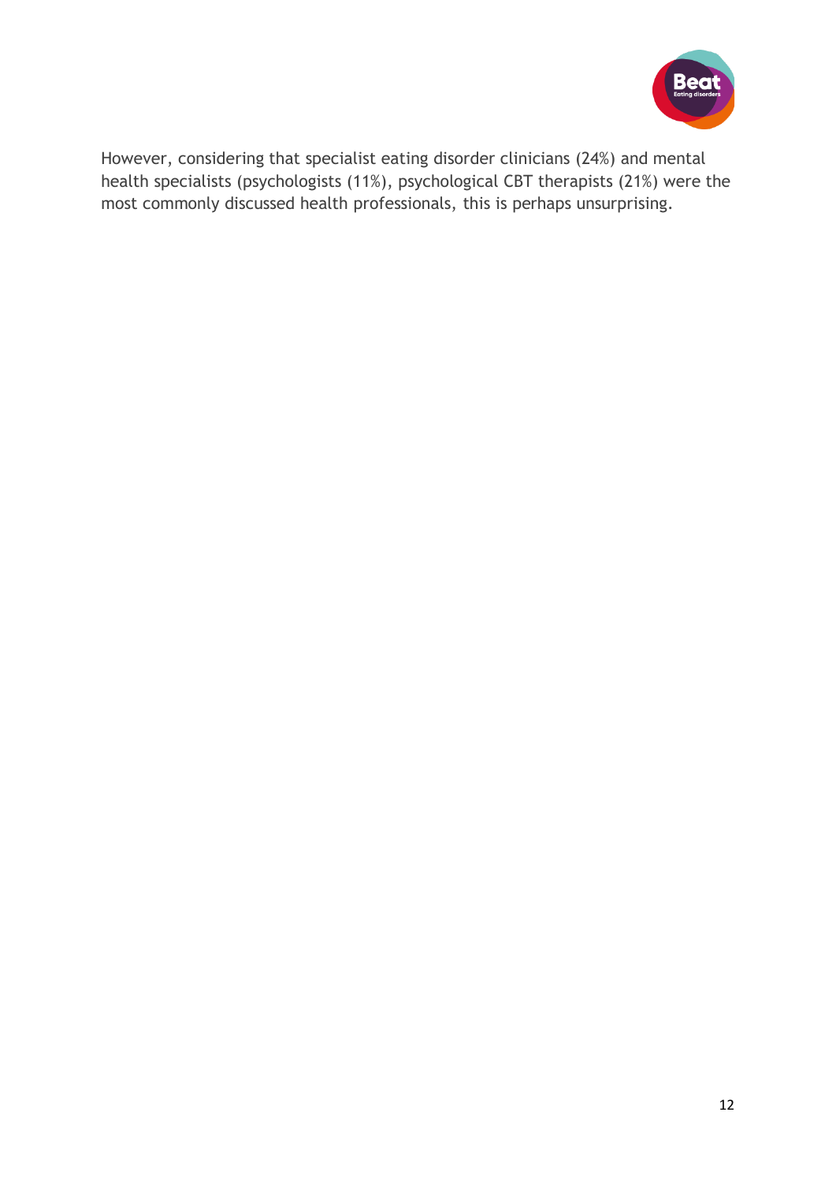However, considering that specialist eating disorder clinicians (24%) and mental health specialists (psychologists (11%), psychological CBT therapists (21%) were the most commonly discussed health professionals, this is perhaps unsurprising.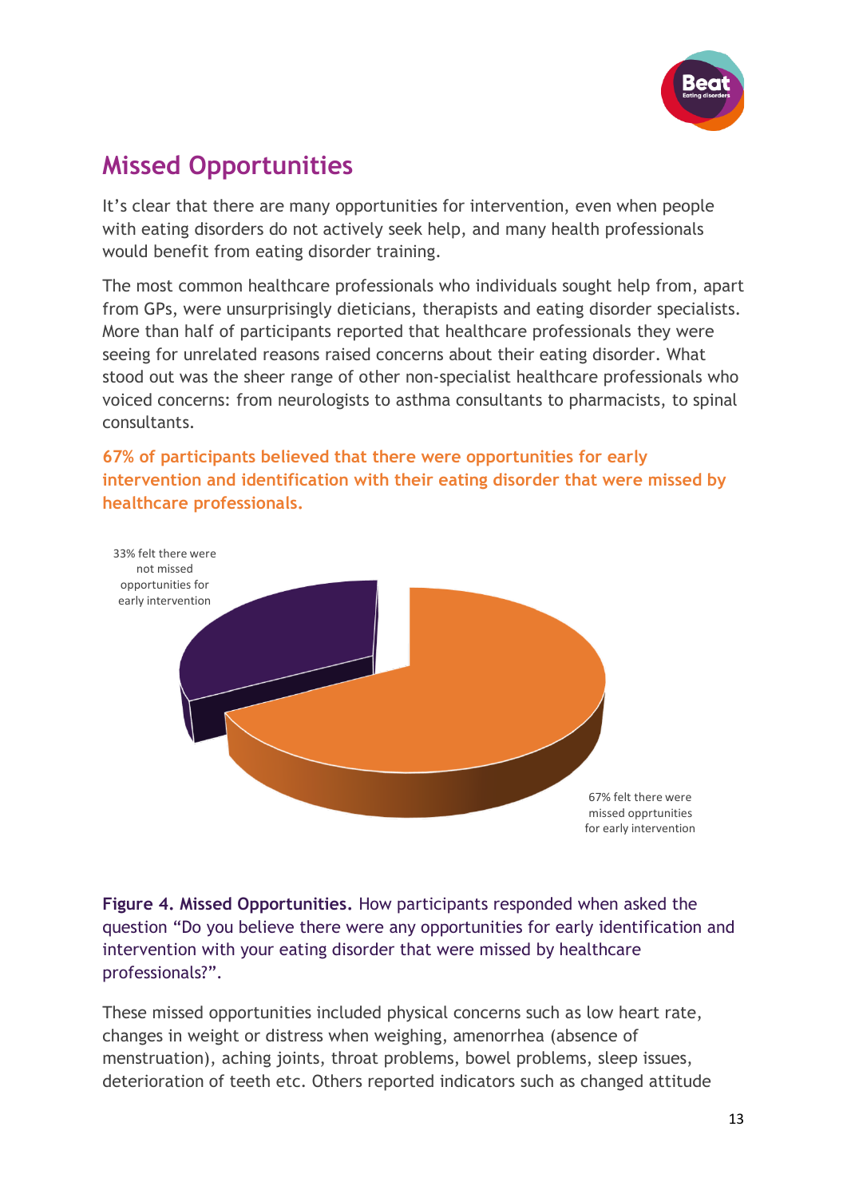## Missed Opportunities

It's clear that there are many opportunities for intervention, even when people with eating disorders do not actively seek help, and many health professionals would benefit from eating disorder training.

The most common healthcare professionals who individuals sought help from, apart from GPs, were unsurprisingly dieticians, therapists and eating disorder specialists. More than half of participants reported that healthcare professionals they were seeing for unrelated reasons raised concerns about their eating disorder. What stood out was the sheer range of other non-specialist healthcare professionals who voiced concerns: from neurologists to asthma consultants to pharmacists, to spinal consultants.

**67% of participants believed that there were opportunities for early intervention and identification with their eating disorder that were missed by healthcare professionals.**

33% felt there were not missed opportunities for early intervention

67% felt there were missed opprtunities for early intervention

**Figure 4. Missed Opportunities.** How participants responded when asked the question "Do you believe there were any opportunities for early identification and intervention with your eating disorder that were missed by healthcare professionals?".

These missed opportunities included physical concerns such as low heart rate, changes in weight or distress when weighing, amenorrhea (absence of menstruation), aching joints, throat problems, bowel problems, sleep issues, deterioration of teeth etc. Others reported indicators such as changed attitude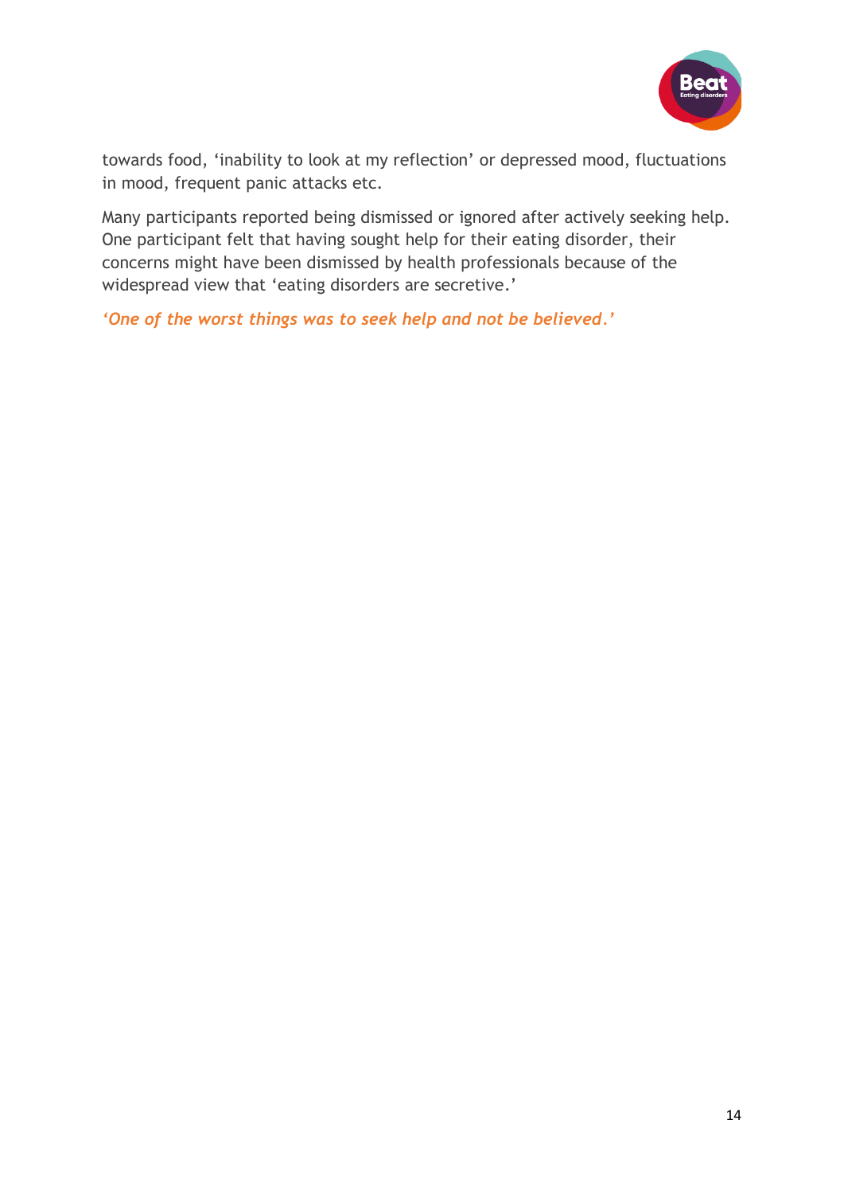towards food, 'inability to look at my reflection' or depressed mood, fluctuations in mood, frequent panic attacks etc.

Many participants reported being dismissed or ignored after actively seeking help. One participant felt that having sought help for their eating disorder, their concerns might have been dismissed by health professionals because of the widespread view that 'eating disorders are secretive.'

***'One of the worst things was to seek help and not be believed.'***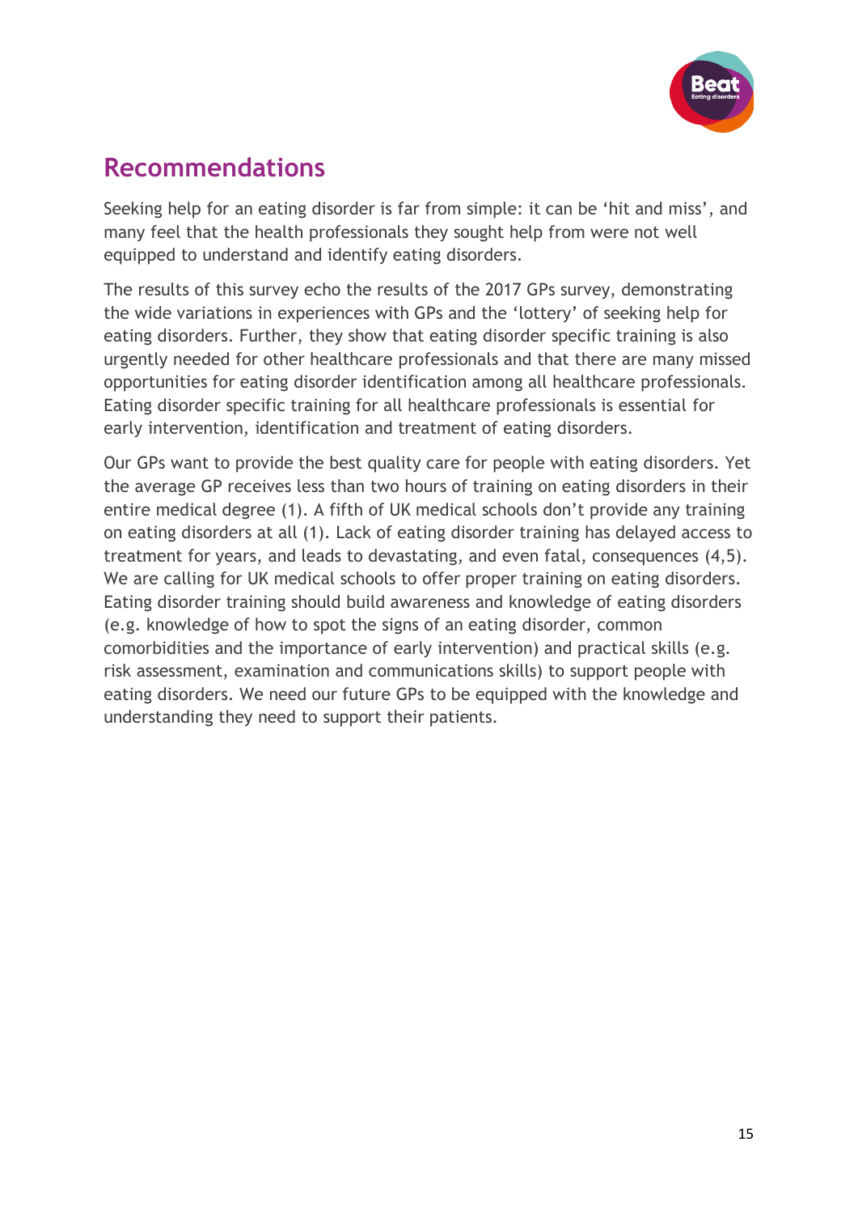## Recommendations

Seeking help for an eating disorder is far from simple: it can be 'hit and miss', and many feel that the health professionals they sought help from were not well equipped to understand and identify eating disorders.

The results of this survey echo the results of the 2017 GPs survey, demonstrating the wide variations in experiences with GPs and the 'lottery' of seeking help for eating disorders. Further, they show that eating disorder specific training is also urgently needed for other healthcare professionals and that there are many missed opportunities for eating disorder identification among all healthcare professionals. Eating disorder specific training for all healthcare professionals is essential for early intervention, identification and treatment of eating disorders.

Our GPs want to provide the best quality care for people with eating disorders. Yet the average GP receives less than two hours of training on eating disorders in their entire medical degree (1). A fifth of UK medical schools don't provide any training on eating disorders at all (1). Lack of eating disorder training has delayed access to treatment for years, and leads to devastating, and even fatal, consequences (4,5). We are calling for UK medical schools to offer proper training on eating disorders. Eating disorder training should build awareness and knowledge of eating disorders (e.g. knowledge of how to spot the signs of an eating disorder, common comorbidities and the importance of early intervention) and practical skills (e.g. risk assessment, examination and communications skills) to support people with eating disorders. We need our future GPs to be equipped with the knowledge and understanding they need to support their patients.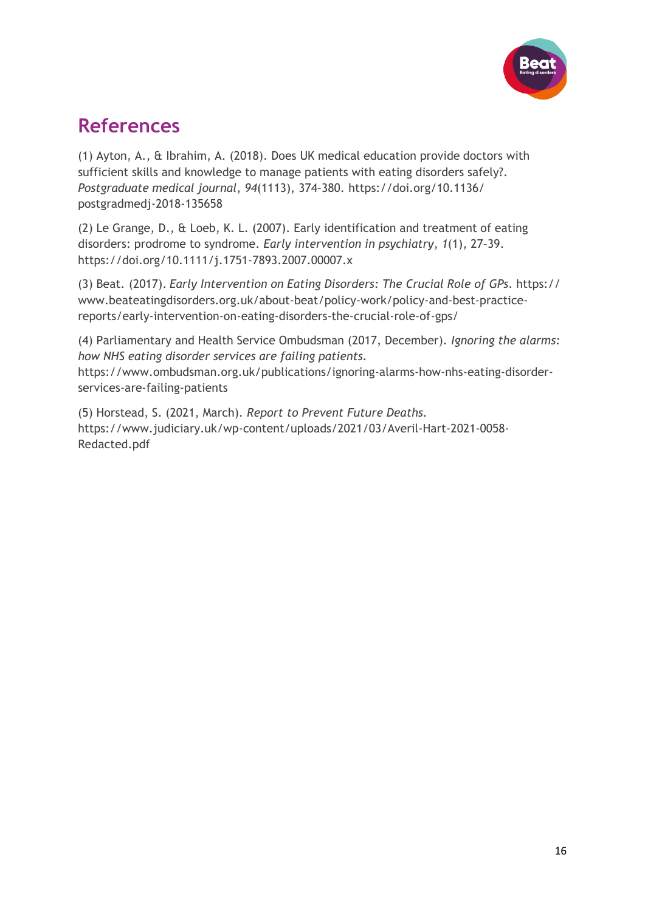# References

(1) Ayton, A., & Ibrahim, A. (2018). Does UK medical education provide doctors with sufficient skills and knowledge to manage patients with eating disorders safely?. *Postgraduate medical journal*, *94*(1113), 374–380. https://doi.org/10.1136/postgradmedj-2018-135658

(2) Le Grange, D., & Loeb, K. L. (2007). Early identification and treatment of eating disorders: prodrome to syndrome. *Early intervention in psychiatry*, *1*(1), 27–39. https://doi.org/10.1111/j.1751-7893.2007.00007.x

(3) Beat. (2017). *Early Intervention on Eating Disorders: The Crucial Role of GPs*. https://www.beateatingdisorders.org.uk/about-beat/policy-work/policy-and-best-practice-reports/early-intervention-on-eating-disorders-the-crucial-role-of-gps/

(4) Parliamentary and Health Service Ombudsman (2017, December). *Ignoring the alarms: how NHS eating disorder services are failing patients*. https://www.ombudsman.org.uk/publications/ignoring-alarms-how-nhs-eating-disorder-services-are-failing-patients

(5) Horstead, S. (2021, March). *Report to Prevent Future Deaths*. https://www.judiciary.uk/wp-content/uploads/2021/03/Averil-Hart-2021-0058-Redacted.pdf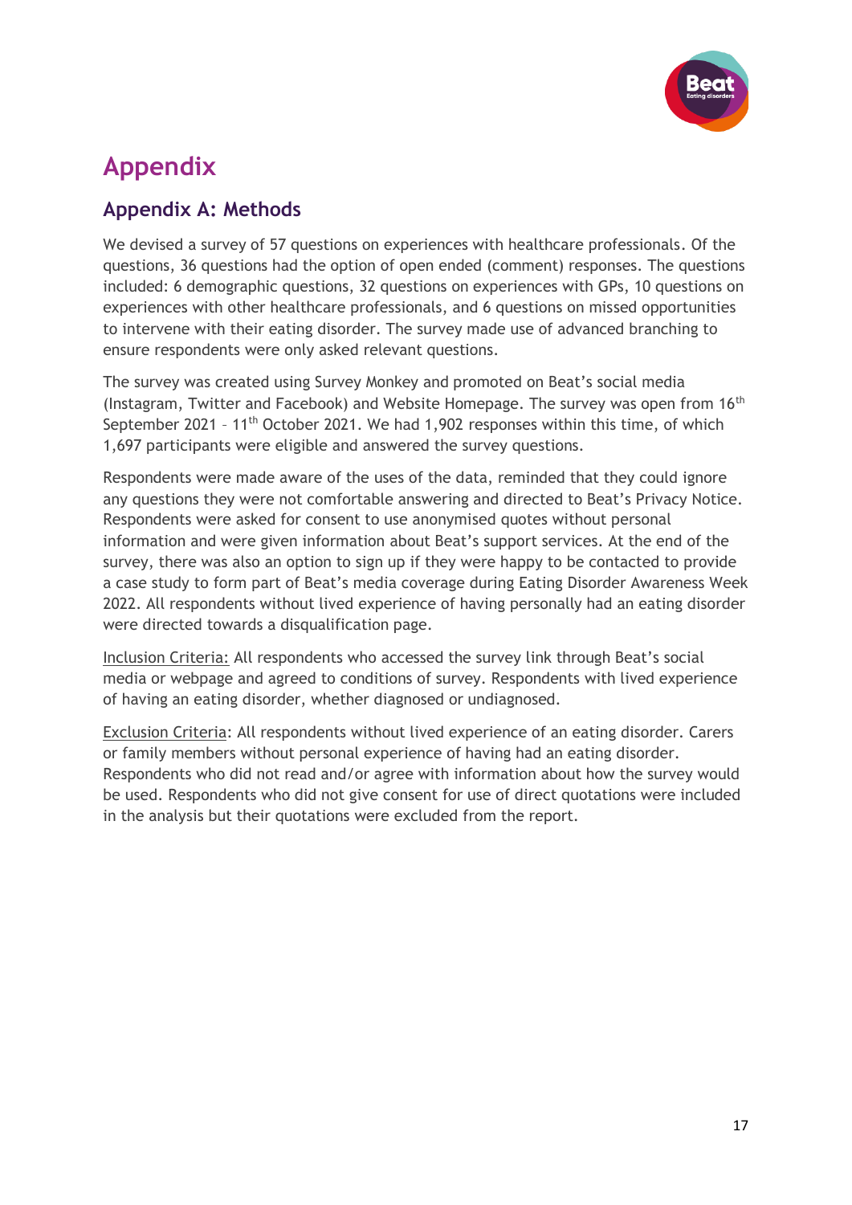# Appendix

## Appendix A: Methods

We devised a survey of 57 questions on experiences with healthcare professionals. Of the questions, 36 questions had the option of open ended (comment) responses. The questions included: 6 demographic questions, 32 questions on experiences with GPs, 10 questions on experiences with other healthcare professionals, and 6 questions on missed opportunities to intervene with their eating disorder. The survey made use of advanced branching to ensure respondents were only asked relevant questions.

The survey was created using Survey Monkey and promoted on Beat's social media (Instagram, Twitter and Facebook) and Website Homepage. The survey was open from 16th September 2021 – 11th October 2021. We had 1,902 responses within this time, of which 1,697 participants were eligible and answered the survey questions.

Respondents were made aware of the uses of the data, reminded that they could ignore any questions they were not comfortable answering and directed to Beat's Privacy Notice. Respondents were asked for consent to use anonymised quotes without personal information and were given information about Beat's support services. At the end of the survey, there was also an option to sign up if they were happy to be contacted to provide a case study to form part of Beat's media coverage during Eating Disorder Awareness Week 2022. All respondents without lived experience of having personally had an eating disorder were directed towards a disqualification page.

Inclusion Criteria: All respondents who accessed the survey link through Beat's social media or webpage and agreed to conditions of survey. Respondents with lived experience of having an eating disorder, whether diagnosed or undiagnosed.

Exclusion Criteria: All respondents without lived experience of an eating disorder. Carers or family members without personal experience of having had an eating disorder. Respondents who did not read and/or agree with information about how the survey would be used. Respondents who did not give consent for use of direct quotations were included in the analysis but their quotations were excluded from the report.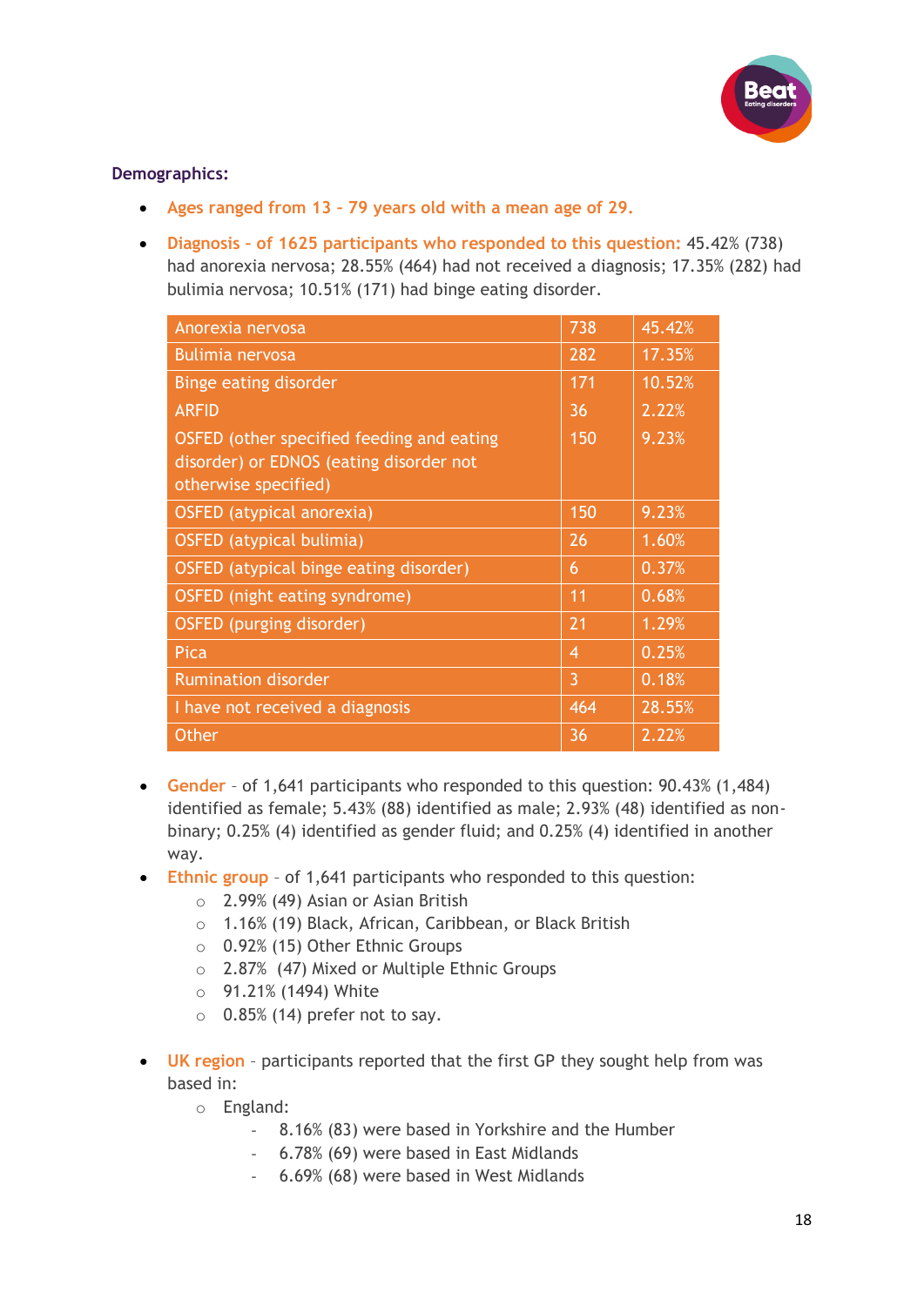**Demographics:**

- **Ages ranged from 13 – 79 years old with a mean age of 29.**
- **Diagnosis – of 1625 participants who responded to this question:** 45.42% (738) had anorexia nervosa; 28.55% (464) had not received a diagnosis; 17.35% (282) had bulimia nervosa; 10.51% (171) had binge eating disorder.

| Diagnosis | Count | Percentage |
|---|---|---|
| Anorexia nervosa | 738 | 45.42% |
| Bulimia nervosa | 282 | 17.35% |
| Binge eating disorder | 171 | 10.52% |
| ARFID | 36 | 2.22% |
| OSFED (other specified feeding and eating disorder) or EDNOS (eating disorder not otherwise specified) | 150 | 9.23% |
| OSFED (atypical anorexia) | 150 | 9.23% |
| OSFED (atypical bulimia) | 26 | 1.60% |
| OSFED (atypical binge eating disorder) | 6 | 0.37% |
| OSFED (night eating syndrome) | 11 | 0.68% |
| OSFED (purging disorder) | 21 | 1.29% |
| Pica | 4 | 0.25% |
| Rumination disorder | 3 | 0.18% |
| I have not received a diagnosis | 464 | 28.55% |
| Other | 36 | 2.22% |

- **Gender** – of 1,641 participants who responded to this question: 90.43% (1,484) identified as female; 5.43% (88) identified as male; 2.93% (48) identified as non-binary; 0.25% (4) identified as gender fluid; and 0.25% (4) identified in another way.
- **Ethnic group** – of 1,641 participants who responded to this question:
  - 2.99% (49) Asian or Asian British
  - 1.16% (19) Black, African, Caribbean, or Black British
  - 0.92% (15) Other Ethnic Groups
  - 2.87% (47) Mixed or Multiple Ethnic Groups
  - 91.21% (1494) White
  - 0.85% (14) prefer not to say.
- **UK region** – participants reported that the first GP they sought help from was based in:
  - England:
    - 8.16% (83) were based in Yorkshire and the Humber
    - 6.78% (69) were based in East Midlands
    - 6.69% (68) were based in West Midlands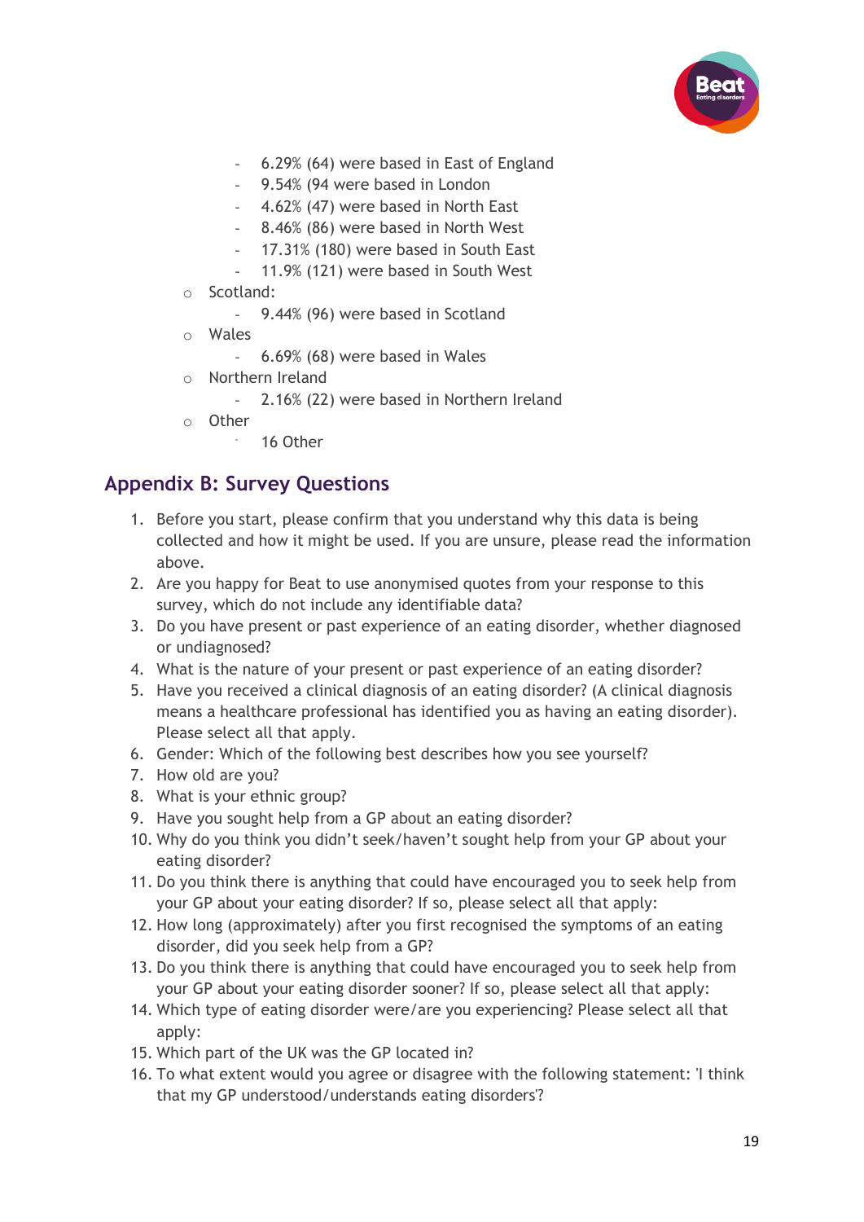- 6.29% (64) were based in East of England
  - 9.54% (94 were based in London
  - 4.62% (47) were based in North East
  - 8.46% (86) were based in North West
  - 17.31% (180) were based in South East
  - 11.9% (121) were based in South West
- Scotland:
  - 9.44% (96) were based in Scotland
- Wales
  - 6.69% (68) were based in Wales
- Northern Ireland
  - 2.16% (22) were based in Northern Ireland
- Other
  - 16 Other

## Appendix B: Survey Questions

1. Before you start, please confirm that you understand why this data is being collected and how it might be used. If you are unsure, please read the information above.
2. Are you happy for Beat to use anonymised quotes from your response to this survey, which do not include any identifiable data?
3. Do you have present or past experience of an eating disorder, whether diagnosed or undiagnosed?
4. What is the nature of your present or past experience of an eating disorder?
5. Have you received a clinical diagnosis of an eating disorder? (A clinical diagnosis means a healthcare professional has identified you as having an eating disorder). Please select all that apply.
6. Gender: Which of the following best describes how you see yourself?
7. How old are you?
8. What is your ethnic group?
9. Have you sought help from a GP about an eating disorder?
10. Why do you think you didn't seek/haven't sought help from your GP about your eating disorder?
11. Do you think there is anything that could have encouraged you to seek help from your GP about your eating disorder? If so, please select all that apply:
12. How long (approximately) after you first recognised the symptoms of an eating disorder, did you seek help from a GP?
13. Do you think there is anything that could have encouraged you to seek help from your GP about your eating disorder sooner? If so, please select all that apply:
14. Which type of eating disorder were/are you experiencing? Please select all that apply:
15. Which part of the UK was the GP located in?
16. To what extent would you agree or disagree with the following statement: 'I think that my GP understood/understands eating disorders'?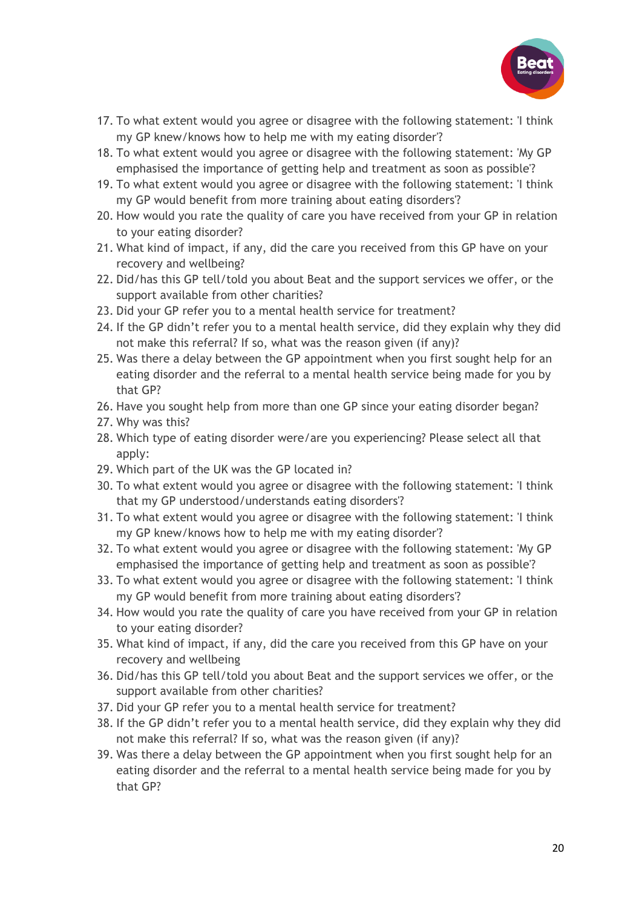17. To what extent would you agree or disagree with the following statement: 'I think my GP knew/knows how to help me with my eating disorder'?
18. To what extent would you agree or disagree with the following statement: 'My GP emphasised the importance of getting help and treatment as soon as possible'?
19. To what extent would you agree or disagree with the following statement: 'I think my GP would benefit from more training about eating disorders'?
20. How would you rate the quality of care you have received from your GP in relation to your eating disorder?
21. What kind of impact, if any, did the care you received from this GP have on your recovery and wellbeing?
22. Did/has this GP tell/told you about Beat and the support services we offer, or the support available from other charities?
23. Did your GP refer you to a mental health service for treatment?
24. If the GP didn't refer you to a mental health service, did they explain why they did not make this referral? If so, what was the reason given (if any)?
25. Was there a delay between the GP appointment when you first sought help for an eating disorder and the referral to a mental health service being made for you by that GP?
26. Have you sought help from more than one GP since your eating disorder began?
27. Why was this?
28. Which type of eating disorder were/are you experiencing? Please select all that apply:
29. Which part of the UK was the GP located in?
30. To what extent would you agree or disagree with the following statement: 'I think that my GP understood/understands eating disorders'?
31. To what extent would you agree or disagree with the following statement: 'I think my GP knew/knows how to help me with my eating disorder'?
32. To what extent would you agree or disagree with the following statement: 'My GP emphasised the importance of getting help and treatment as soon as possible'?
33. To what extent would you agree or disagree with the following statement: 'I think my GP would benefit from more training about eating disorders'?
34. How would you rate the quality of care you have received from your GP in relation to your eating disorder?
35. What kind of impact, if any, did the care you received from this GP have on your recovery and wellbeing
36. Did/has this GP tell/told you about Beat and the support services we offer, or the support available from other charities?
37. Did your GP refer you to a mental health service for treatment?
38. If the GP didn't refer you to a mental health service, did they explain why they did not make this referral? If so, what was the reason given (if any)?
39. Was there a delay between the GP appointment when you first sought help for an eating disorder and the referral to a mental health service being made for you by that GP?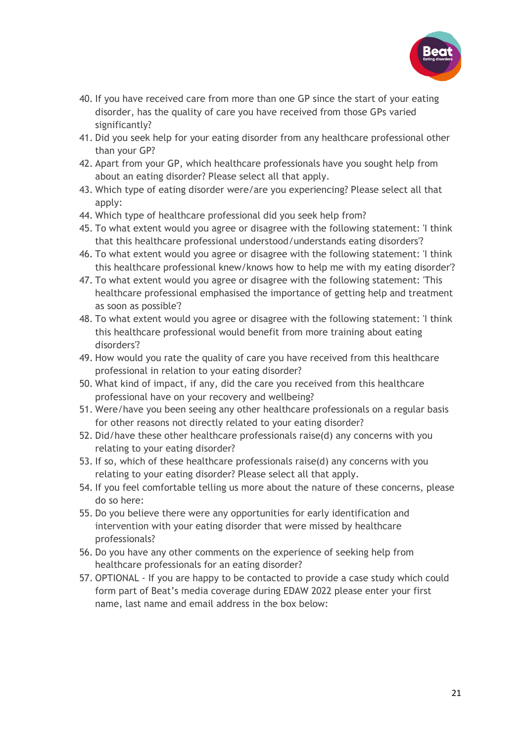40. If you have received care from more than one GP since the start of your eating disorder, has the quality of care you have received from those GPs varied significantly?
41. Did you seek help for your eating disorder from any healthcare professional other than your GP?
42. Apart from your GP, which healthcare professionals have you sought help from about an eating disorder? Please select all that apply.
43. Which type of eating disorder were/are you experiencing? Please select all that apply:
44. Which type of healthcare professional did you seek help from?
45. To what extent would you agree or disagree with the following statement: 'I think that this healthcare professional understood/understands eating disorders'?
46. To what extent would you agree or disagree with the following statement: 'I think this healthcare professional knew/knows how to help me with my eating disorder'?
47. To what extent would you agree or disagree with the following statement: 'This healthcare professional emphasised the importance of getting help and treatment as soon as possible'?
48. To what extent would you agree or disagree with the following statement: 'I think this healthcare professional would benefit from more training about eating disorders'?
49. How would you rate the quality of care you have received from this healthcare professional in relation to your eating disorder?
50. What kind of impact, if any, did the care you received from this healthcare professional have on your recovery and wellbeing?
51. Were/have you been seeing any other healthcare professionals on a regular basis for other reasons not directly related to your eating disorder?
52. Did/have these other healthcare professionals raise(d) any concerns with you relating to your eating disorder?
53. If so, which of these healthcare professionals raise(d) any concerns with you relating to your eating disorder? Please select all that apply.
54. If you feel comfortable telling us more about the nature of these concerns, please do so here:
55. Do you believe there were any opportunities for early identification and intervention with your eating disorder that were missed by healthcare professionals?
56. Do you have any other comments on the experience of seeking help from healthcare professionals for an eating disorder?
57. OPTIONAL - If you are happy to be contacted to provide a case study which could form part of Beat's media coverage during EDAW 2022 please enter your first name, last name and email address in the box below: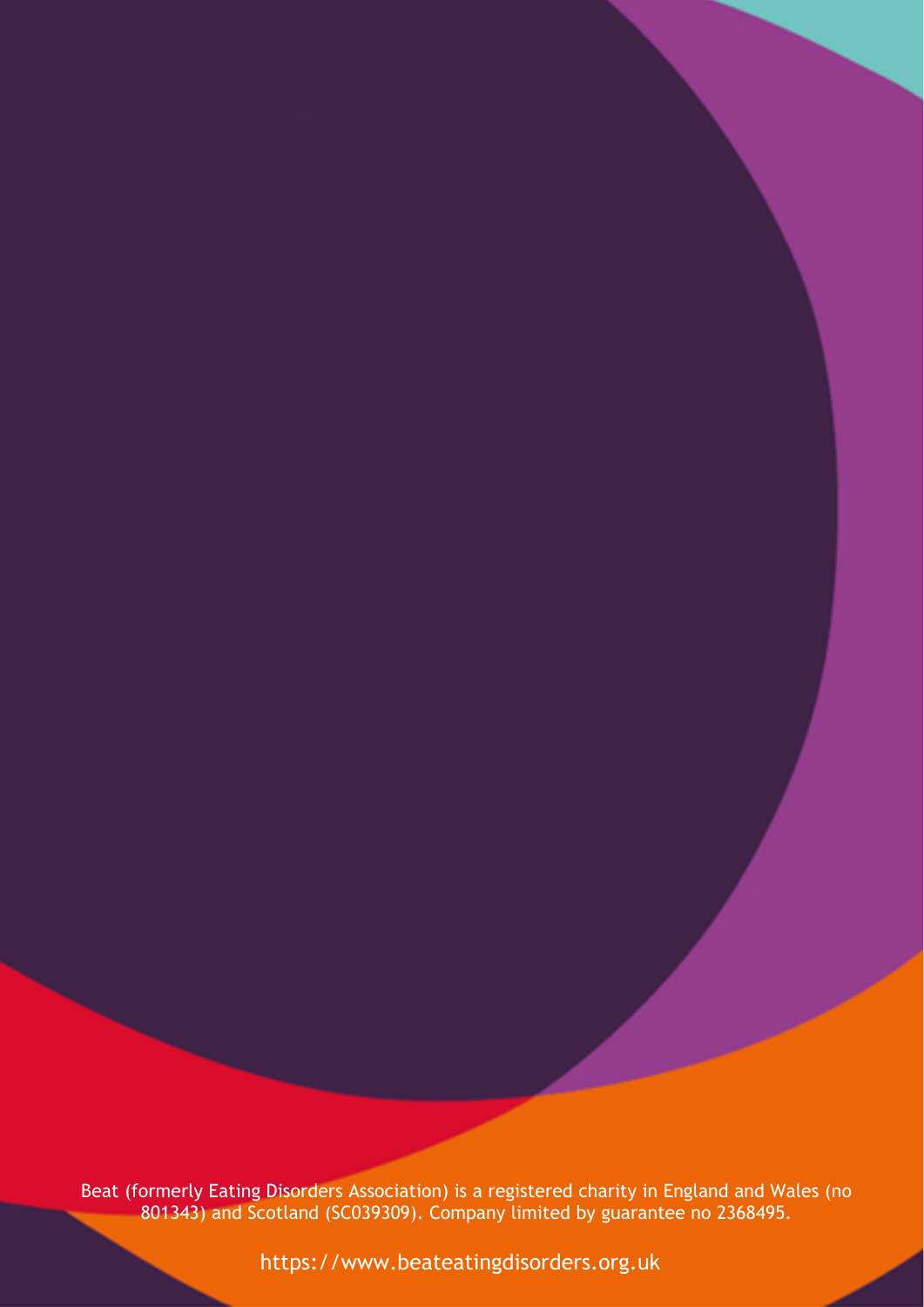Beat (formerly Eating Disorders Association) is a registered charity in England and Wales (no 801343) and Scotland (SC039309). Company limited by guarantee no 2368495.

https://www.beateatingdisorders.org.uk